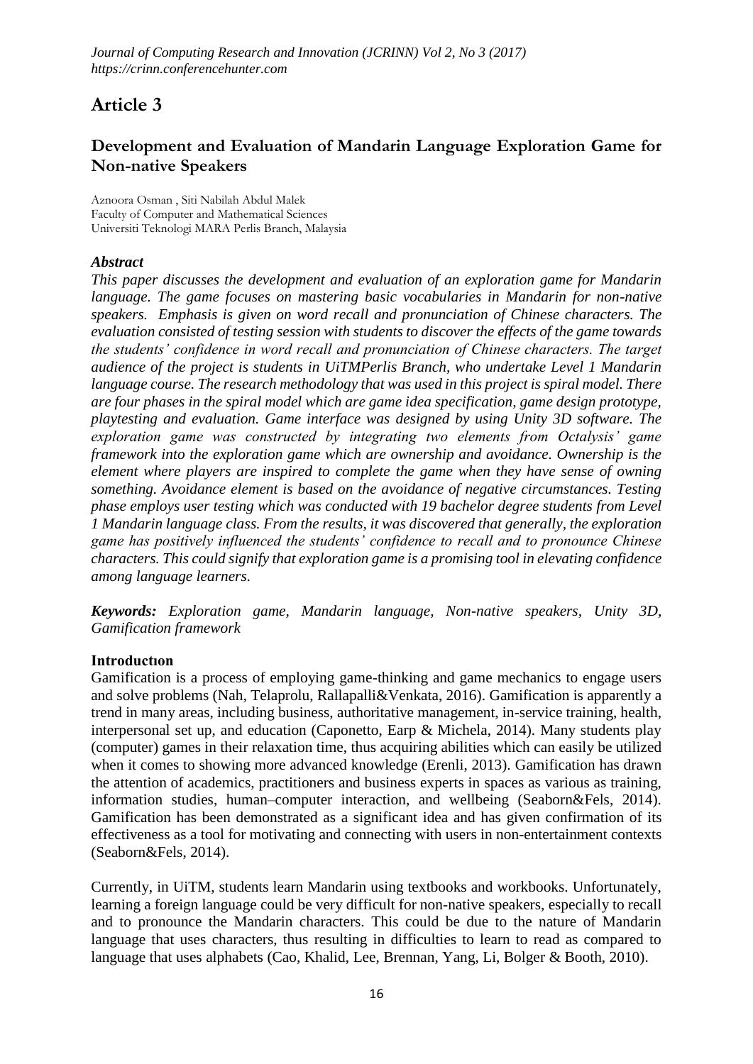# Article 3

## Development and Evaluation of Mandarin Language Exploration Game for Non-native Speakers

Aznoora Osman , Siti Nabilah Abdul Malek
Faculty of Computer and Mathematical Sciences
Universiti Teknologi MARA Perlis Branch, Malaysia

### *Abstract*

*This paper discusses the development and evaluation of an exploration game for Mandarin language. The game focuses on mastering basic vocabularies in Mandarin for non-native speakers. Emphasis is given on word recall and pronunciation of Chinese characters. The evaluation consisted of testing session with students to discover the effects of the game towards the students' confidence in word recall and pronunciation of Chinese characters. The target audience of the project is students in UiTMPerlis Branch, who undertake Level 1 Mandarin language course. The research methodology that was used in this project is spiral model. There are four phases in the spiral model which are game idea specification, game design prototype, playtesting and evaluation. Game interface was designed by using Unity 3D software. The exploration game was constructed by integrating two elements from Octalysis' game framework into the exploration game which are ownership and avoidance. Ownership is the element where players are inspired to complete the game when they have sense of owning something. Avoidance element is based on the avoidance of negative circumstances. Testing phase employs user testing which was conducted with 19 bachelor degree students from Level 1 Mandarin language class. From the results, it was discovered that generally, the exploration game has positively influenced the students' confidence to recall and to pronounce Chinese characters. This could signify that exploration game is a promising tool in elevating confidence among language learners.*

***Keywords:*** *Exploration game, Mandarin language, Non-native speakers, Unity 3D, Gamification framework*

### Introductıon

Gamification is a process of employing game-thinking and game mechanics to engage users and solve problems (Nah, Telaprolu, Rallapalli&Venkata, 2016). Gamification is apparently a trend in many areas, including business, authoritative management, in-service training, health, interpersonal set up, and education (Caponetto, Earp & Michela, 2014). Many students play (computer) games in their relaxation time, thus acquiring abilities which can easily be utilized when it comes to showing more advanced knowledge (Erenli, 2013). Gamification has drawn the attention of academics, practitioners and business experts in spaces as various as training, information studies, human–computer interaction, and wellbeing (Seaborn&Fels, 2014). Gamification has been demonstrated as a significant idea and has given confirmation of its effectiveness as a tool for motivating and connecting with users in non-entertainment contexts (Seaborn&Fels, 2014).

Currently, in UiTM, students learn Mandarin using textbooks and workbooks. Unfortunately, learning a foreign language could be very difficult for non-native speakers, especially to recall and to pronounce the Mandarin characters. This could be due to the nature of Mandarin language that uses characters, thus resulting in difficulties to learn to read as compared to language that uses alphabets (Cao, Khalid, Lee, Brennan, Yang, Li, Bolger & Booth, 2010).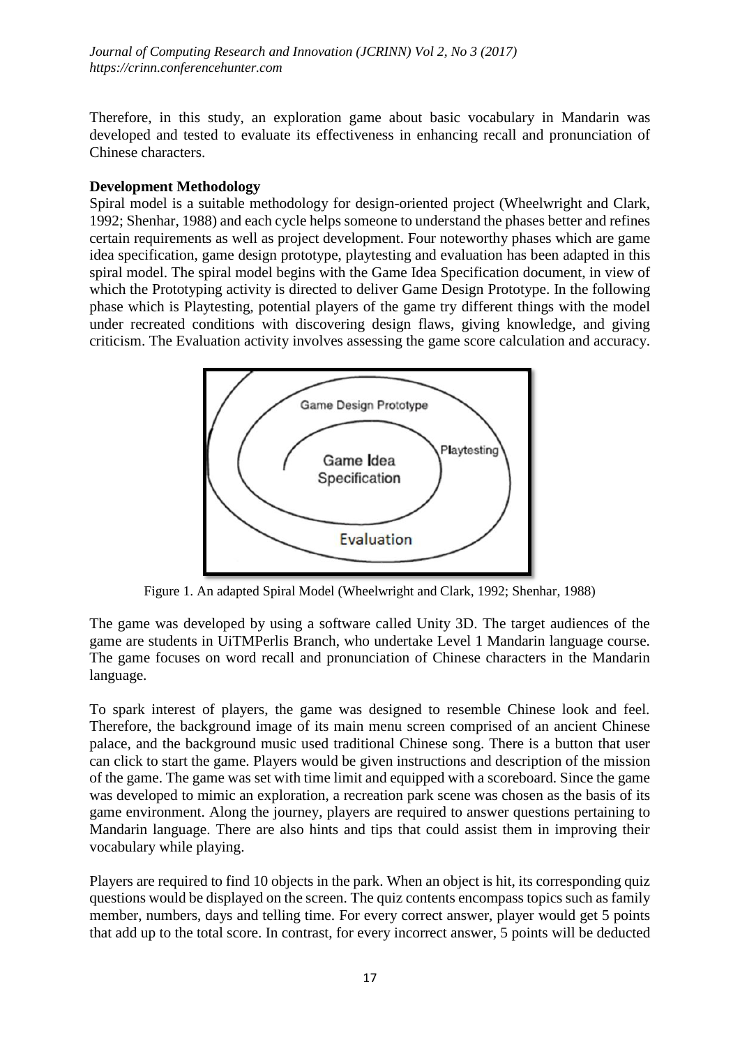Therefore, in this study, an exploration game about basic vocabulary in Mandarin was developed and tested to evaluate its effectiveness in enhancing recall and pronunciation of Chinese characters.

**Development Methodology**

Spiral model is a suitable methodology for design-oriented project (Wheelwright and Clark, 1992; Shenhar, 1988) and each cycle helps someone to understand the phases better and refines certain requirements as well as project development. Four noteworthy phases which are game idea specification, game design prototype, playtesting and evaluation has been adapted in this spiral model. The spiral model begins with the Game Idea Specification document, in view of which the Prototyping activity is directed to deliver Game Design Prototype. In the following phase which is Playtesting, potential players of the game try different things with the model under recreated conditions with discovering design flaws, giving knowledge, and giving criticism. The Evaluation activity involves assessing the game score calculation and accuracy.

Figure 1. An adapted Spiral Model (Wheelwright and Clark, 1992; Shenhar, 1988)

The game was developed by using a software called Unity 3D. The target audiences of the game are students in UiTMPerlis Branch, who undertake Level 1 Mandarin language course. The game focuses on word recall and pronunciation of Chinese characters in the Mandarin language.

To spark interest of players, the game was designed to resemble Chinese look and feel. Therefore, the background image of its main menu screen comprised of an ancient Chinese palace, and the background music used traditional Chinese song. There is a button that user can click to start the game. Players would be given instructions and description of the mission of the game. The game was set with time limit and equipped with a scoreboard. Since the game was developed to mimic an exploration, a recreation park scene was chosen as the basis of its game environment. Along the journey, players are required to answer questions pertaining to Mandarin language. There are also hints and tips that could assist them in improving their vocabulary while playing.

Players are required to find 10 objects in the park. When an object is hit, its corresponding quiz questions would be displayed on the screen. The quiz contents encompass topics such as family member, numbers, days and telling time. For every correct answer, player would get 5 points that add up to the total score. In contrast, for every incorrect answer, 5 points will be deducted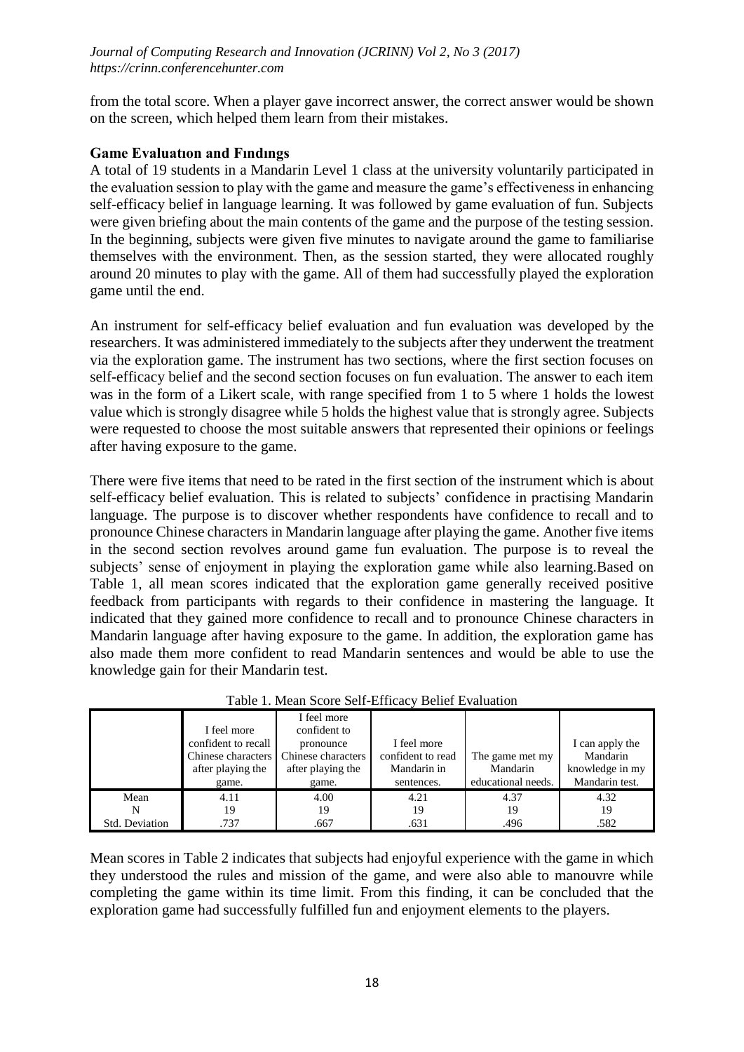from the total score. When a player gave incorrect answer, the correct answer would be shown on the screen, which helped them learn from their mistakes.

**Game Evaluatıon and Fındıngs**

A total of 19 students in a Mandarin Level 1 class at the university voluntarily participated in the evaluation session to play with the game and measure the game's effectiveness in enhancing self-efficacy belief in language learning. It was followed by game evaluation of fun. Subjects were given briefing about the main contents of the game and the purpose of the testing session. In the beginning, subjects were given five minutes to navigate around the game to familiarise themselves with the environment. Then, as the session started, they were allocated roughly around 20 minutes to play with the game. All of them had successfully played the exploration game until the end.

An instrument for self-efficacy belief evaluation and fun evaluation was developed by the researchers. It was administered immediately to the subjects after they underwent the treatment via the exploration game. The instrument has two sections, where the first section focuses on self-efficacy belief and the second section focuses on fun evaluation. The answer to each item was in the form of a Likert scale, with range specified from 1 to 5 where 1 holds the lowest value which is strongly disagree while 5 holds the highest value that is strongly agree. Subjects were requested to choose the most suitable answers that represented their opinions or feelings after having exposure to the game.

There were five items that need to be rated in the first section of the instrument which is about self-efficacy belief evaluation. This is related to subjects' confidence in practising Mandarin language. The purpose is to discover whether respondents have confidence to recall and to pronounce Chinese characters in Mandarin language after playing the game. Another five items in the second section revolves around game fun evaluation. The purpose is to reveal the subjects' sense of enjoyment in playing the exploration game while also learning.Based on Table 1, all mean scores indicated that the exploration game generally received positive feedback from participants with regards to their confidence in mastering the language. It indicated that they gained more confidence to recall and to pronounce Chinese characters in Mandarin language after having exposure to the game. In addition, the exploration game has also made them more confident to read Mandarin sentences and would be able to use the knowledge gain for their Mandarin test.

Table 1. Mean Score Self-Efficacy Belief Evaluation

| | I feel more confident to recall Chinese characters after playing the game. | I feel more confident to pronounce Chinese characters after playing the game. | I feel more confident to read Mandarin in sentences. | The game met my Mandarin educational needs. | I can apply the Mandarin knowledge in my Mandarin test. |
|---|---|---|---|---|---|
| Mean | 4.11 | 4.00 | 4.21 | 4.37 | 4.32 |
| N | 19 | 19 | 19 | 19 | 19 |
| Std. Deviation | .737 | .667 | .631 | .496 | .582 |

Mean scores in Table 2 indicates that subjects had enjoyful experience with the game in which they understood the rules and mission of the game, and were also able to manouvre while completing the game within its time limit. From this finding, it can be concluded that the exploration game had successfully fulfilled fun and enjoyment elements to the players.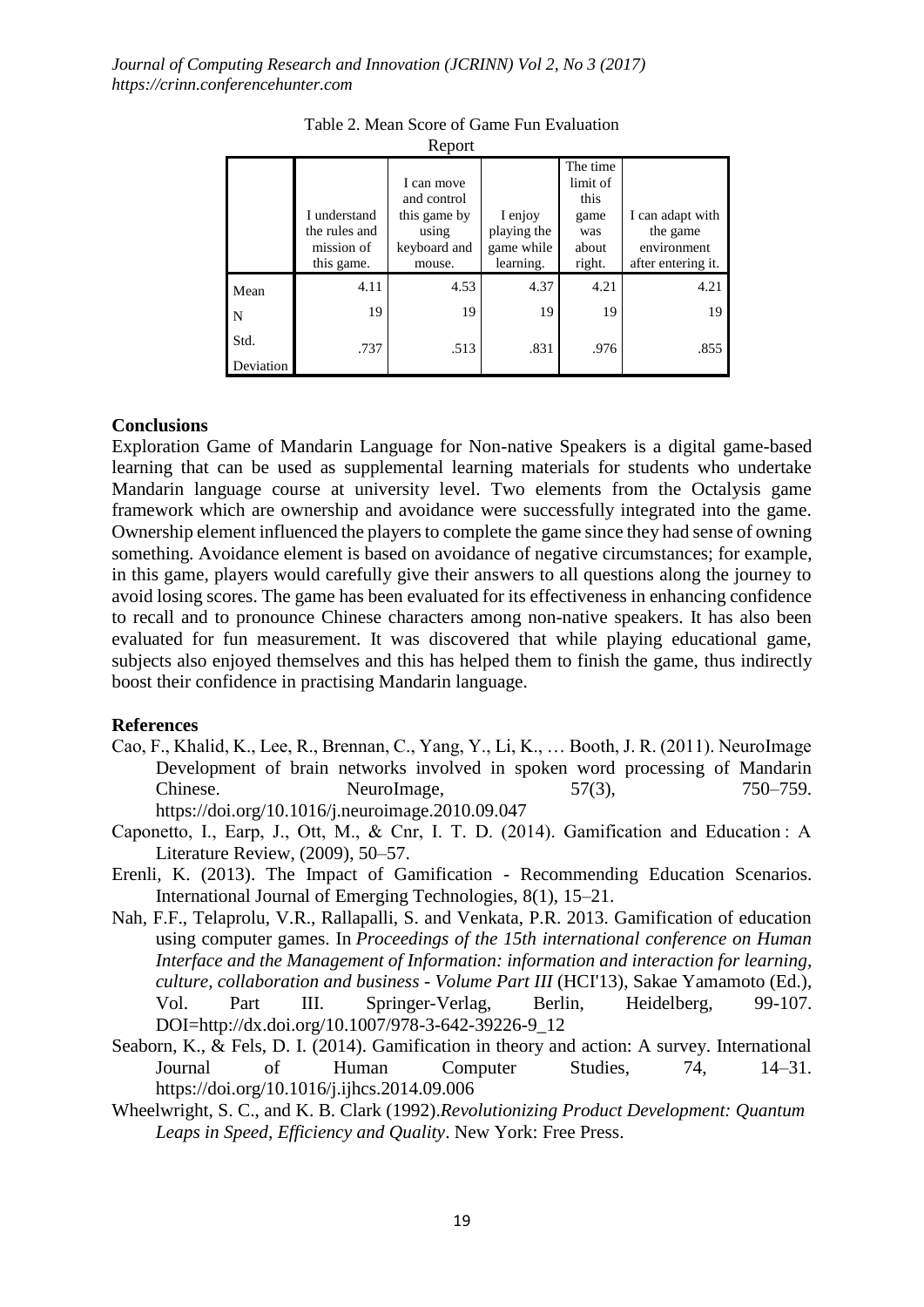Table 2. Mean Score of Game Fun Evaluation

Report

| | I understand the rules and mission of this game. | I can move and control this game by using keyboard and mouse. | I enjoy playing the game while learning. | The time limit of this game was about right. | I can adapt with the game environment after entering it. |
|---|---|---|---|---|---|
| Mean | 4.11 | 4.53 | 4.37 | 4.21 | 4.21 |
| N | 19 | 19 | 19 | 19 | 19 |
| Std. Deviation | .737 | .513 | .831 | .976 | .855 |

## Conclusions

Exploration Game of Mandarin Language for Non-native Speakers is a digital game-based learning that can be used as supplemental learning materials for students who undertake Mandarin language course at university level. Two elements from the Octalysis game framework which are ownership and avoidance were successfully integrated into the game. Ownership element influenced the players to complete the game since they had sense of owning something. Avoidance element is based on avoidance of negative circumstances; for example, in this game, players would carefully give their answers to all questions along the journey to avoid losing scores. The game has been evaluated for its effectiveness in enhancing confidence to recall and to pronounce Chinese characters among non-native speakers. It has also been evaluated for fun measurement. It was discovered that while playing educational game, subjects also enjoyed themselves and this has helped them to finish the game, thus indirectly boost their confidence in practising Mandarin language.

## References

Cao, F., Khalid, K., Lee, R., Brennan, C., Yang, Y., Li, K., … Booth, J. R. (2011). NeuroImage Development of brain networks involved in spoken word processing of Mandarin Chinese. NeuroImage, 57(3), 750–759. https://doi.org/10.1016/j.neuroimage.2010.09.047

Caponetto, I., Earp, J., Ott, M., & Cnr, I. T. D. (2014). Gamification and Education : A Literature Review, (2009), 50–57.

Erenli, K. (2013). The Impact of Gamification - Recommending Education Scenarios. International Journal of Emerging Technologies, 8(1), 15–21.

Nah, F.F., Telaprolu, V.R., Rallapalli, S. and Venkata, P.R. 2013. Gamification of education using computer games. In *Proceedings of the 15th international conference on Human Interface and the Management of Information: information and interaction for learning, culture, collaboration and business - Volume Part III* (HCI'13), Sakae Yamamoto (Ed.), Vol. Part III. Springer-Verlag, Berlin, Heidelberg, 99-107. DOI=http://dx.doi.org/10.1007/978-3-642-39226-9_12

Seaborn, K., & Fels, D. I. (2014). Gamification in theory and action: A survey. International Journal of Human Computer Studies, 74, 14–31. https://doi.org/10.1016/j.ijhcs.2014.09.006

Wheelwright, S. C., and K. B. Clark (1992).*Revolutionizing Product Development: Quantum Leaps in Speed, Efficiency and Quality*. New York: Free Press.